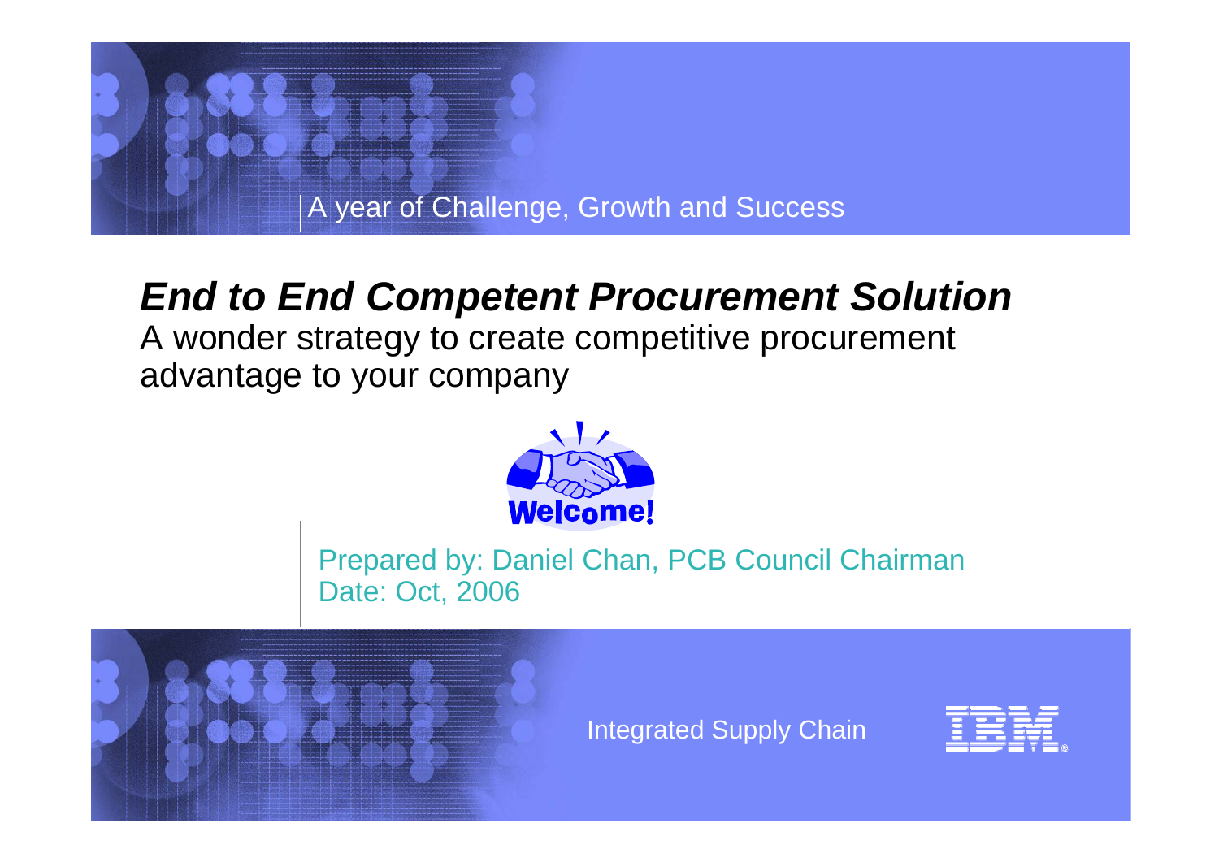A year of Challenge, Growth and Success

# *End to End Competent Procurement Solution*

A wonder strategy to create competitive procurement advantage to your company

Welcome!

Prepared by: Daniel Chan, PCB Council Chairman
Date: Oct, 2006

Integrated Supply Chain

IBM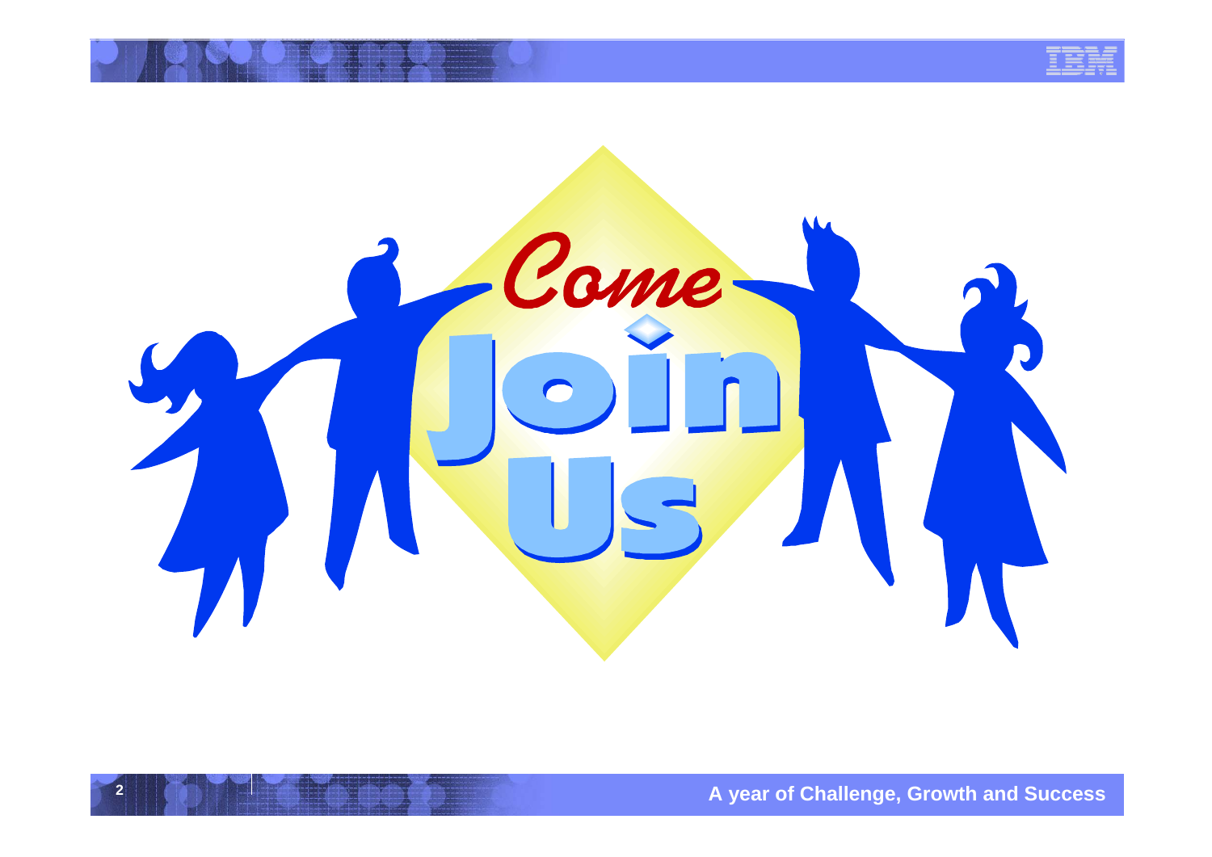Come

Join

Us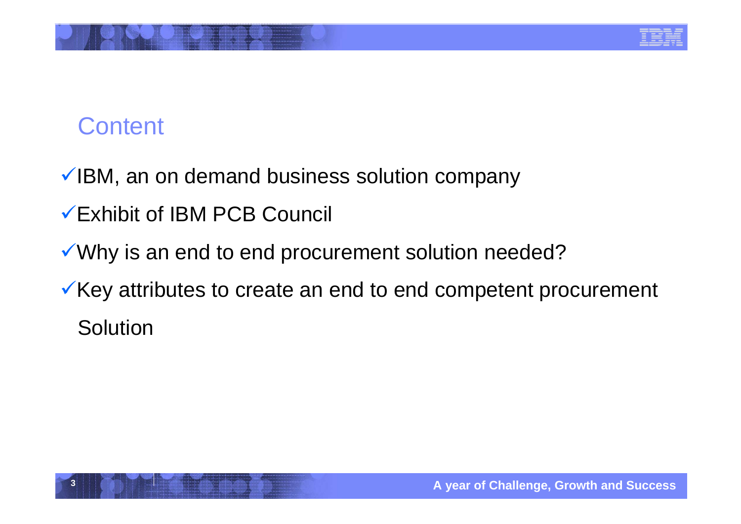## Content

- ✓IBM, an on demand business solution company
- ✓Exhibit of IBM PCB Council
- ✓Why is an end to end procurement solution needed?
- ✓Key attributes to create an end to end competent procurement Solution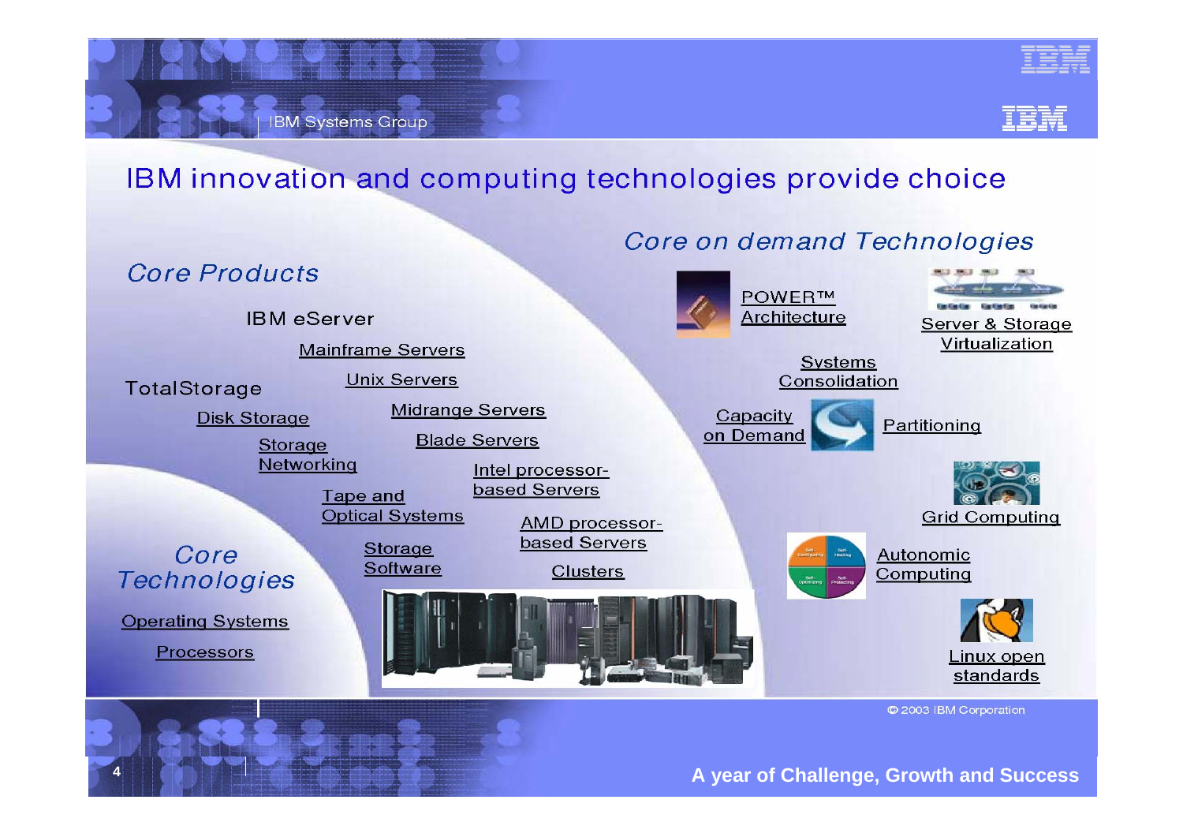# IBM innovation and computing technologies provide choice

## Core Products

**IBM eServer**

- Mainframe Servers
- Unix Servers
- Midrange Servers
- Blade Servers
- Intel processor-based Servers
- AMD processor-based Servers
- Clusters

**TotalStorage**

- Disk Storage
- Storage Networking
- Tape and Optical Systems
- Storage Software

## Core Technologies

- Operating Systems
- Processors

## Core on demand Technologies

- POWER™ Architecture
- Server & Storage Virtualization
- Systems Consolidation
- Capacity on Demand
- Partitioning
- Grid Computing
- Autonomic Computing
- Linux open standards

© 2003 IBM Corporation

A year of Challenge, Growth and Success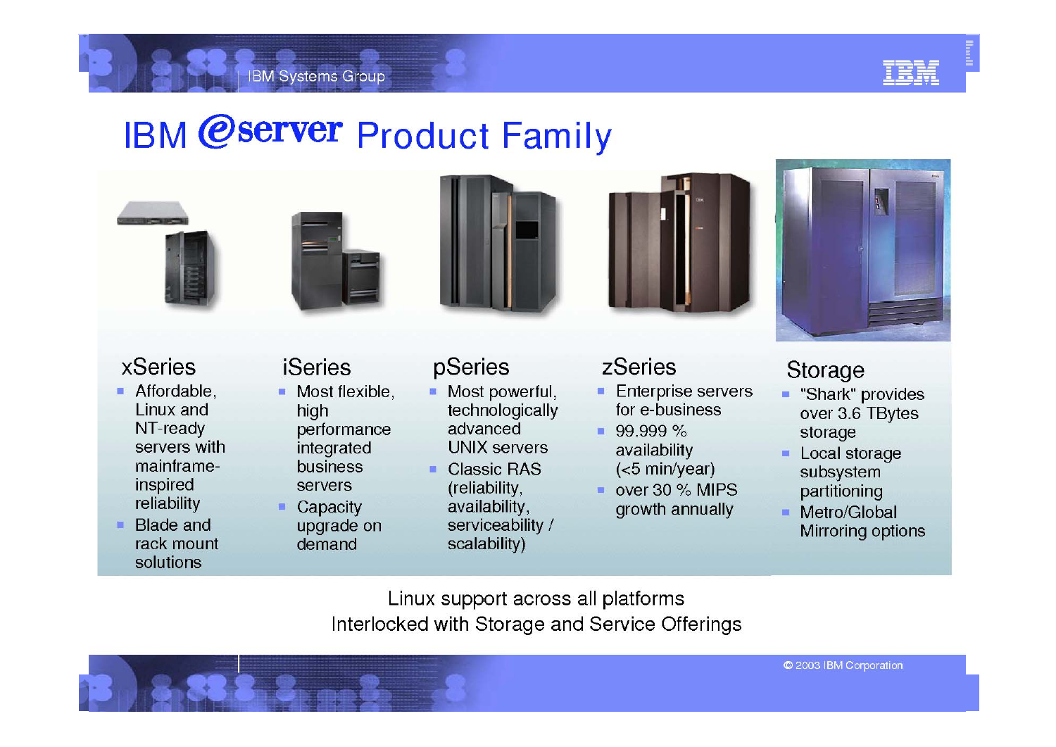# IBM @server Product Family

## xSeries
- Affordable, Linux and NT-ready servers with mainframe-inspired reliability
- Blade and rack mount solutions

## iSeries
- Most flexible, high performance integrated business servers
- Capacity upgrade on demand

## pSeries
- Most powerful, technologically advanced UNIX servers
- Classic RAS (reliability, availability, serviceability / scalability)

## zSeries
- Enterprise servers for e-business
- 99.999 % availability (<5 min/year)
- over 30 % MIPS growth annually

## Storage
- "Shark" provides over 3.6 TBytes storage
- Local storage subsystem partitioning
- Metro/Global Mirroring options

Linux support across all platforms

Interlocked with Storage and Service Offerings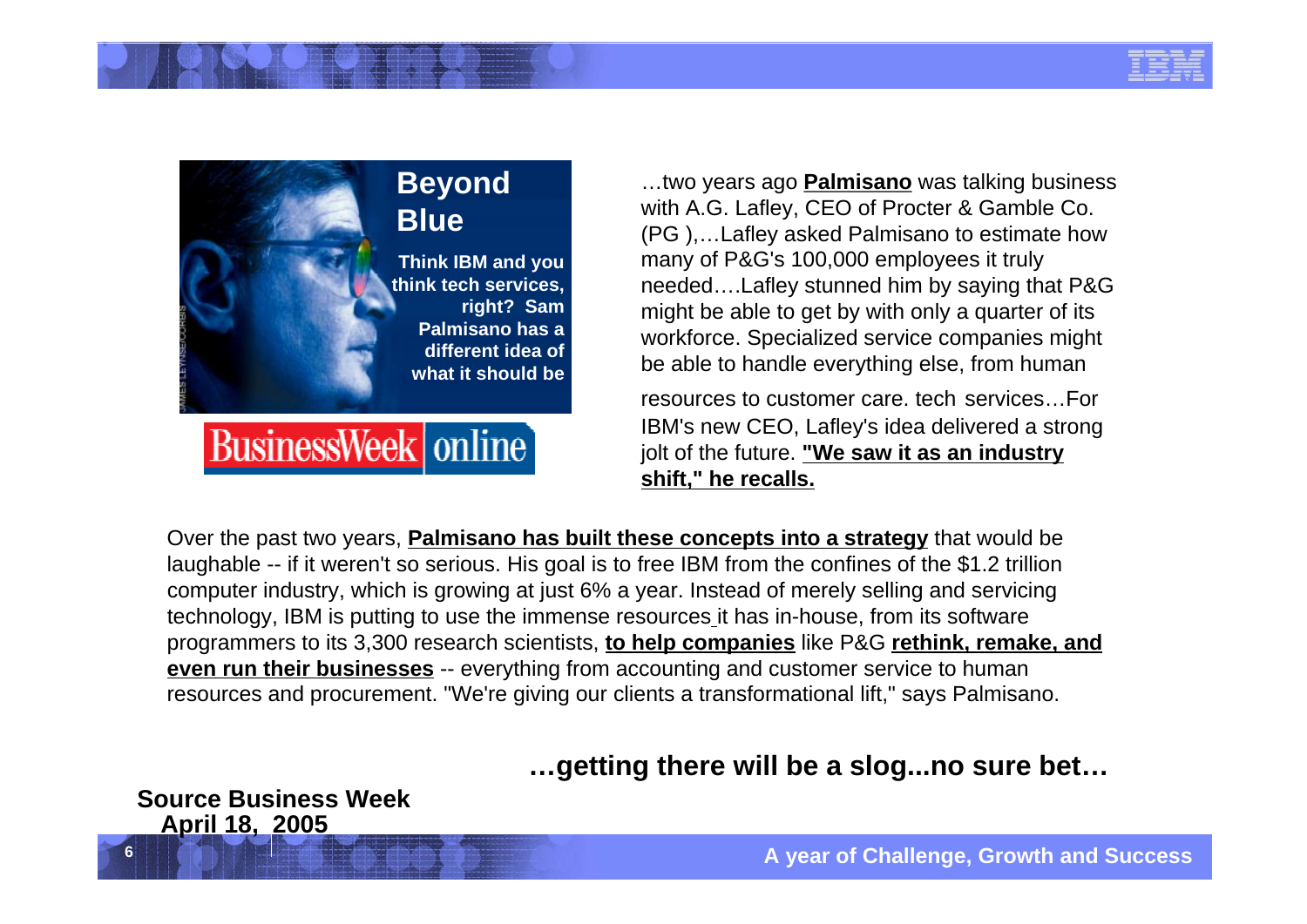## Beyond Blue

**Think IBM and you think tech services, right? Sam Palmisano has a different idea of what it should be**

BusinessWeek online

…two years ago **Palmisano** was talking business with A.G. Lafley, CEO of Procter & Gamble Co. (PG ),…Lafley asked Palmisano to estimate how many of P&G's 100,000 employees it truly needed….Lafley stunned him by saying that P&G might be able to get by with only a quarter of its workforce. Specialized service companies might be able to handle everything else, from human resources to customer care. tech services…For IBM's new CEO, Lafley's idea delivered a strong jolt of the future. **"We saw it as an industry shift," he recalls.**

Over the past two years, **Palmisano has built these concepts into a strategy** that would be laughable -- if it weren't so serious. His goal is to free IBM from the confines of the $1.2 trillion computer industry, which is growing at just 6% a year. Instead of merely selling and servicing technology, IBM is putting to use the immense resources it has in-house, from its software programmers to its 3,300 research scientists, **to help companies** like P&G **rethink, remake, and even run their businesses** -- everything from accounting and customer service to human resources and procurement. "We're giving our clients a transformational lift," says Palmisano.

**…getting there will be a slog...no sure bet…**

**Source Business Week April 18, 2005**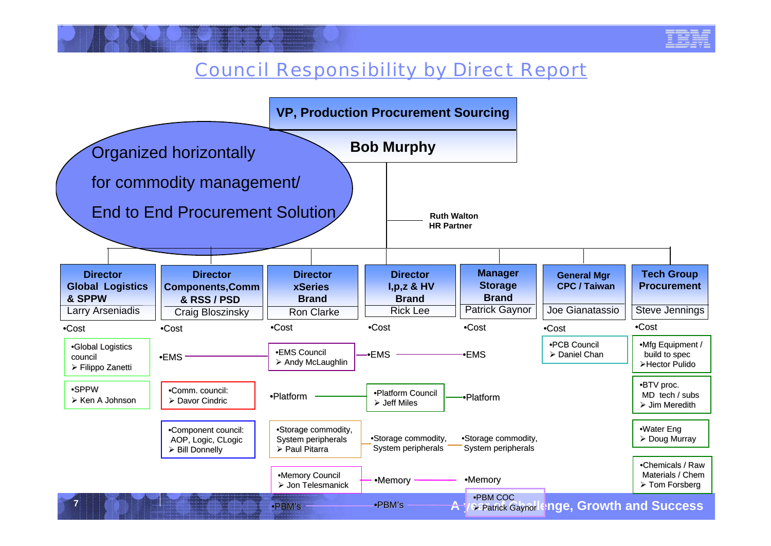# Council Responsibility by Direct Report

**VP, Production Procurement Sourcing**

**Bob Murphy**

Organized horizontally for commodity management/ End to End Procurement Solution

**Ruth Walton HR Partner**

| **Director Global Logistics & SPPW** | **Director Components,Comm & RSS / PSD** | **Director xSeries Brand** | **Director I,p,z & HV Brand** | **Manager Storage Brand** | **General Mgr CPC / Taiwan** | **Tech Group Procurement** |
|---|---|---|---|---|---|---|
| Larry Arseniadis | Craig Bloszinsky | Ron Clarke | Rick Lee | Patrick Gaynor | Joe Gianatassio | Steve Jennings |
| •Cost | •Cost | •Cost | •Cost | •Cost | •Cost | •Cost |
| •Global Logistics council ➢ Filippo Zanetti | •EMS | •EMS Council ➢ Andy McLaughlin | •EMS | •EMS | •PCB Council ➢ Daniel Chan | •Mfg Equipment / build to spec ➢ Hector Pulido |
| •SPPW ➢ Ken A Johnson | •Comm. council: ➢ Davor Cindric | •Platform | •Platform Council ➢ Jeff Miles | •Platform | | •BTV proc. MD tech / subs ➢ Jim Meredith |
| | •Component council: AOP, Logic, CLogic ➢ Bill Donnelly | •Storage commodity, System peripherals ➢ Paul Pitarra | •Storage commodity, System peripherals | •Storage commodity, System peripherals | | •Water Eng ➢ Doug Murray |
| | | •Memory Council ➢ Jon Telesmanick | •Memory | •Memory | | •Chemicals / Raw Materials / Chem ➢ Tom Forsberg |
| | | •PBM's | •PBM's | •PBM COC ➢ Patrick Gaynor | | |

A year of Challenge, Growth and Success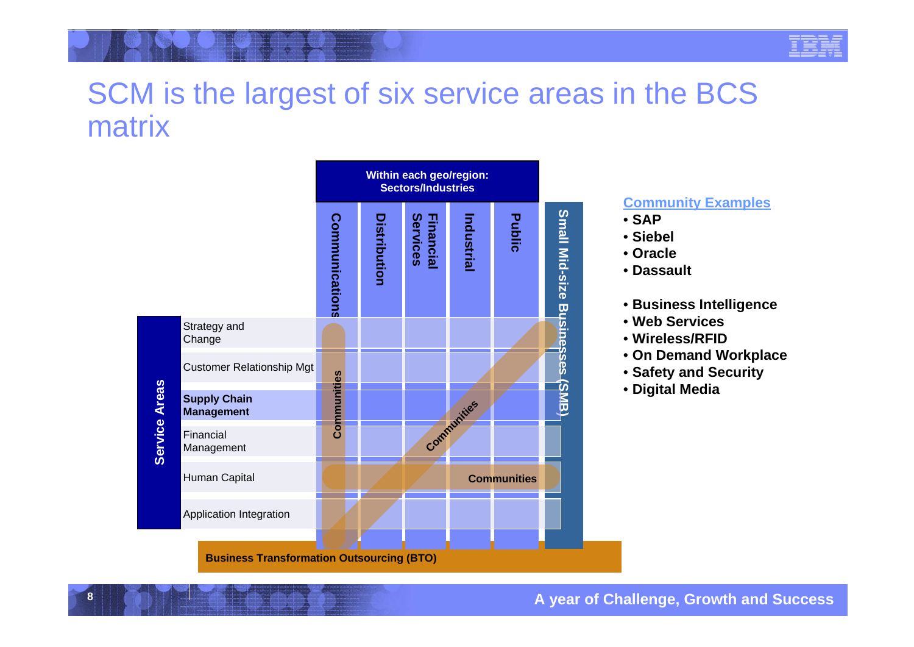# SCM is the largest of six service areas in the BCS matrix

**Within each geo/region: Sectors/Industries**

| Service Areas | Communications | Distribution | Financial Services | Industrial | Public | Small Mid-size Businesses (SMB) |
|---|---|---|---|---|---|---|
| Strategy and Change | | | | | | |
| Customer Relationship Mgt | | | | | | |
| **Supply Chain Management** | | | | | | |
| Financial Management | | | | | | |
| Human Capital | | | | | | |
| Application Integration | | | | | | |

Communities

Communities

Communities

**Business Transformation Outsourcing (BTO)**

**Community Examples**

- **SAP**
- **Siebel**
- **Oracle**
- **Dassault**

- **Business Intelligence**
- **Web Services**
- **Wireless/RFID**
- **On Demand Workplace**
- **Safety and Security**
- **Digital Media**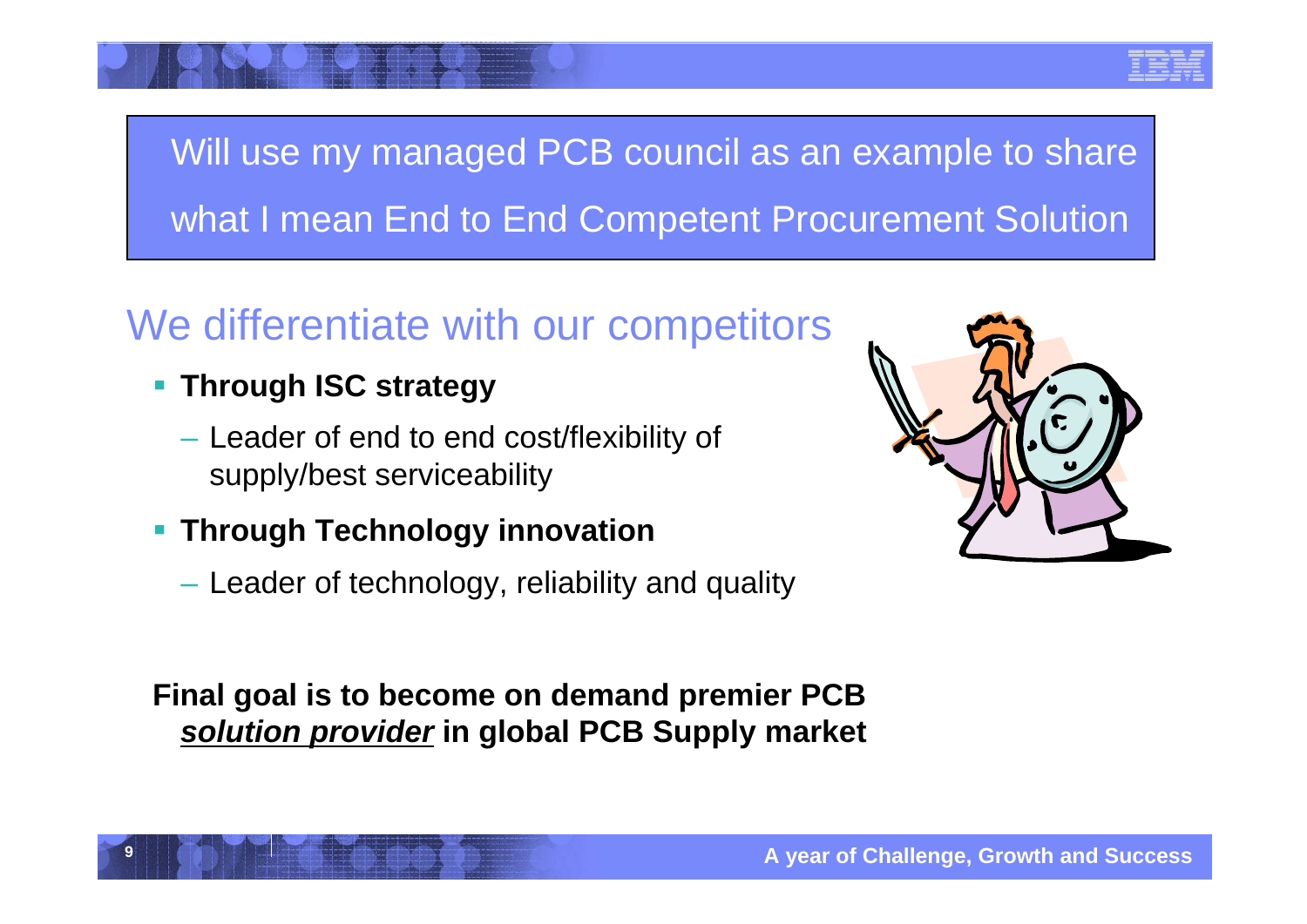Will use my managed PCB council as an example to share what I mean End to End Competent Procurement Solution

## We differentiate with our competitors

- **Through ISC strategy**
  - Leader of end to end cost/flexibility of supply/best serviceability
- **Through Technology innovation**
  - Leader of technology, reliability and quality

**Final goal is to become on demand premier PCB *solution provider* in global PCB Supply market**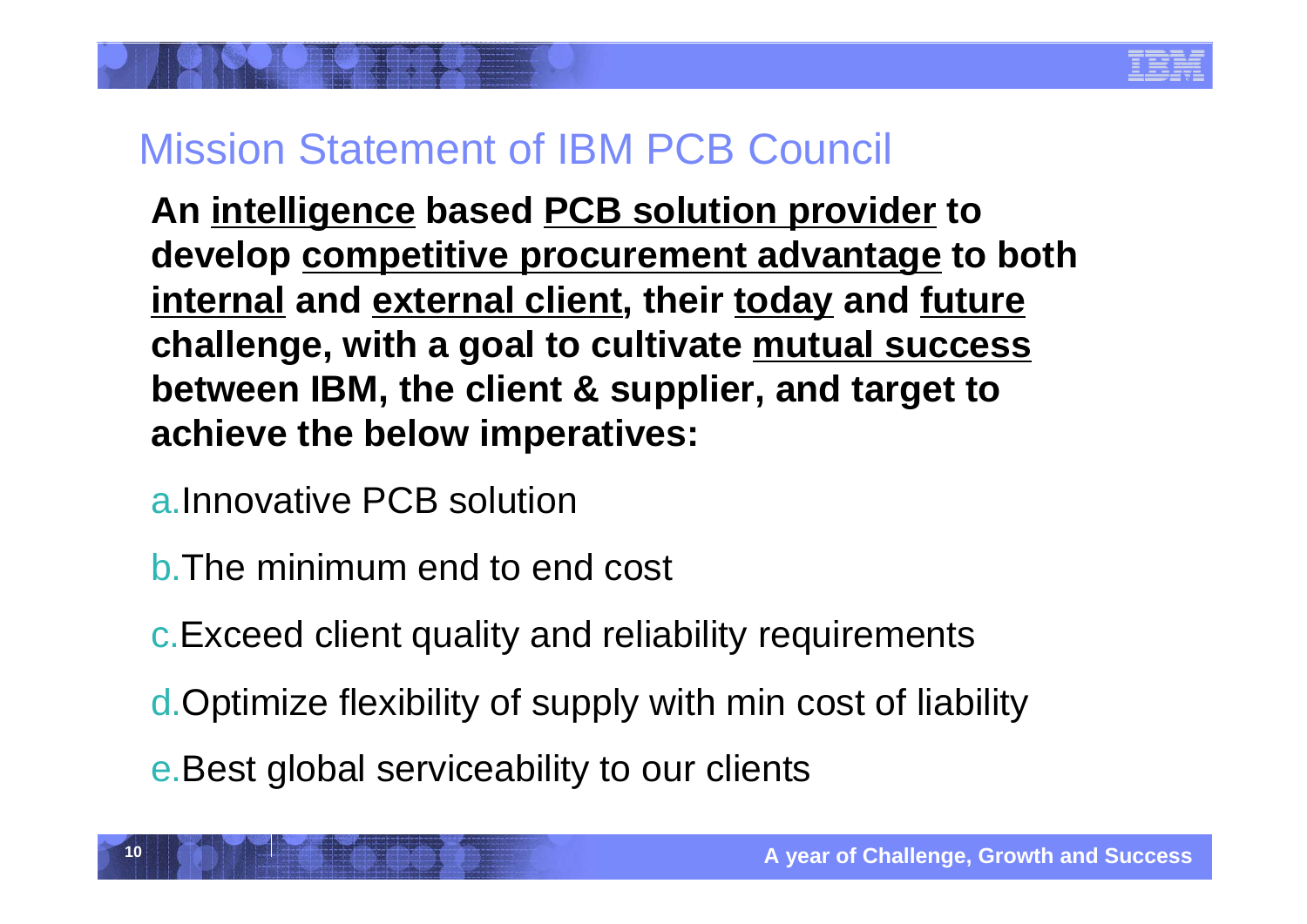# Mission Statement of IBM PCB Council

**An <u>intelligence</u> based <u>PCB solution provider</u> to develop <u>competitive procurement advantage</u> to both <u>internal</u> and <u>external client</u>, their <u>today</u> and <u>future</u> challenge, with a goal to cultivate <u>mutual success</u> between IBM, the client & supplier, and target to achieve the below imperatives:**

a. Innovative PCB solution

b. The minimum end to end cost

c. Exceed client quality and reliability requirements

d. Optimize flexibility of supply with min cost of liability

e. Best global serviceability to our clients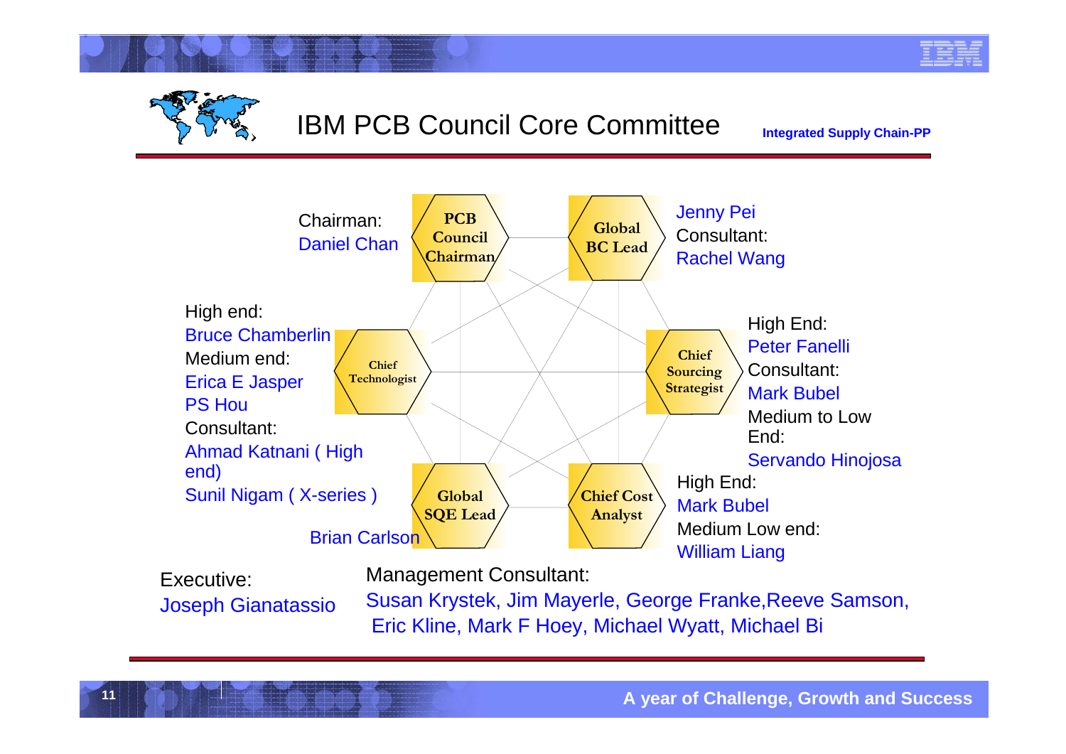# IBM PCB Council Core Committee

**Integrated Supply Chain-PP**

**PCB Council Chairman**
Chairman: Daniel Chan

**Global BC Lead**
Jenny Pei
Consultant: Rachel Wang

**Chief Technologist**
High end: Bruce Chamberlin
Medium end: Erica E Jasper, PS Hou
Consultant: Ahmad Katnani ( High end), Sunil Nigam ( X-series )

**Chief Sourcing Strategist**
High End: Peter Fanelli
Consultant: Mark Bubel
Medium to Low End: Servando Hinojosa

**Global SQE Lead**
Brian Carlson

**Chief Cost Analyst**
High End: Mark Bubel
Medium Low end: William Liang

Executive: Joseph Gianatassio

Management Consultant: Susan Krystek, Jim Mayerle, George Franke, Reeve Samson, Eric Kline, Mark F Hoey, Michael Wyatt, Michael Bi

A year of Challenge, Growth and Success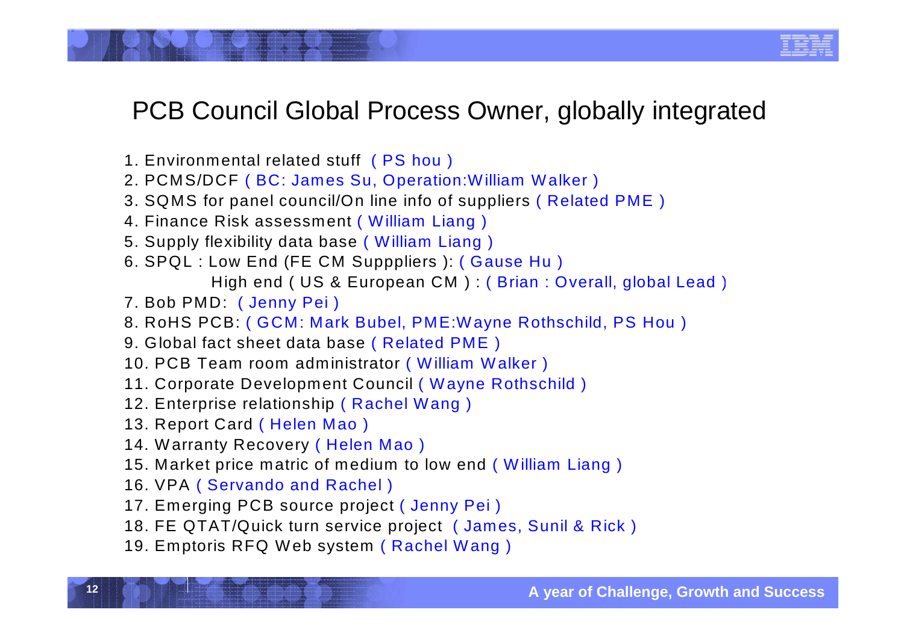# PCB Council Global Process Owner, globally integrated

1. Environmental related stuff ( PS hou )
2. PCMS/DCF ( BC: James Su, Operation:William Walker )
3. SQMS for panel council/On line info of suppliers ( Related PME )
4. Finance Risk assessment ( William Liang )
5. Supply flexibility data base ( William Liang )
6. SPQL : Low End (FE CM Suppppliers ): ( Gause Hu )
   High end ( US & European CM ) : ( Brian : Overall, global Lead )
7. Bob PMD: ( Jenny Pei )
8. RoHS PCB: ( GCM: Mark Bubel, PME:Wayne Rothschild, PS Hou )
9. Global fact sheet data base ( Related PME )
10. PCB Team room administrator ( William Walker )
11. Corporate Development Council ( Wayne Rothschild )
12. Enterprise relationship ( Rachel Wang )
13. Report Card ( Helen Mao )
14. Warranty Recovery ( Helen Mao )
15. Market price matric of medium to low end ( William Liang )
16. VPA ( Servando and Rachel )
17. Emerging PCB source project ( Jenny Pei )
18. FE QTAT/Quick turn service project ( James, Sunil & Rick )
19. Emptoris RFQ Web system ( Rachel Wang )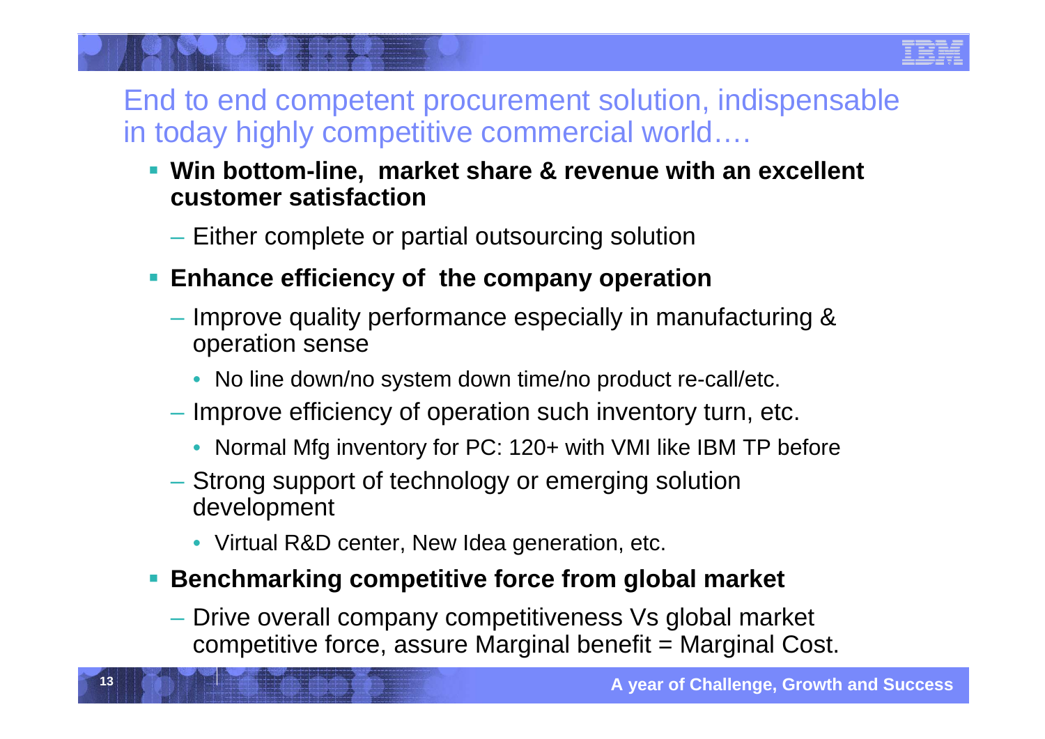# End to end competent procurement solution, indispensable in today highly competitive commercial world….

- **Win bottom-line,  market share & revenue with an excellent customer satisfaction**
  - Either complete or partial outsourcing solution
- **Enhance efficiency of  the company operation**
  - Improve quality performance especially in manufacturing & operation sense
    - No line down/no system down time/no product re-call/etc.
  - Improve efficiency of operation such inventory turn, etc.
    - Normal Mfg inventory for PC: 120+ with VMI like IBM TP before
  - Strong support of technology or emerging solution development
    - Virtual R&D center, New Idea generation, etc.
- **Benchmarking competitive force from global market**
  - Drive overall company competitiveness Vs global market competitive force, assure Marginal benefit = Marginal Cost.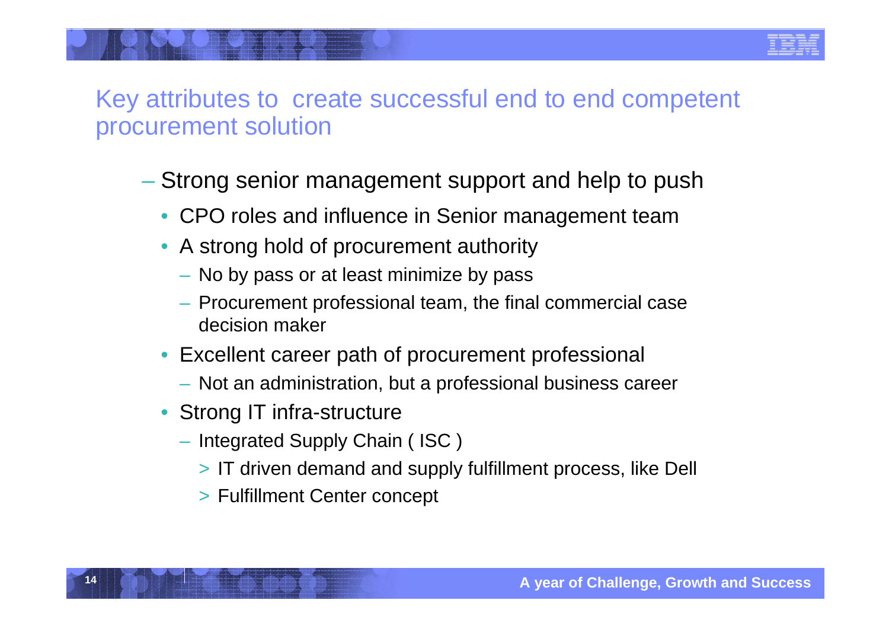# Key attributes to create successful end to end competent procurement solution

- Strong senior management support and help to push
  - CPO roles and influence in Senior management team
  - A strong hold of procurement authority
    - No by pass or at least minimize by pass
    - Procurement professional team, the final commercial case decision maker
  - Excellent career path of procurement professional
    - Not an administration, but a professional business career
  - Strong IT infra-structure
    - Integrated Supply Chain ( ISC )
      - > IT driven demand and supply fulfillment process, like Dell
      - > Fulfillment Center concept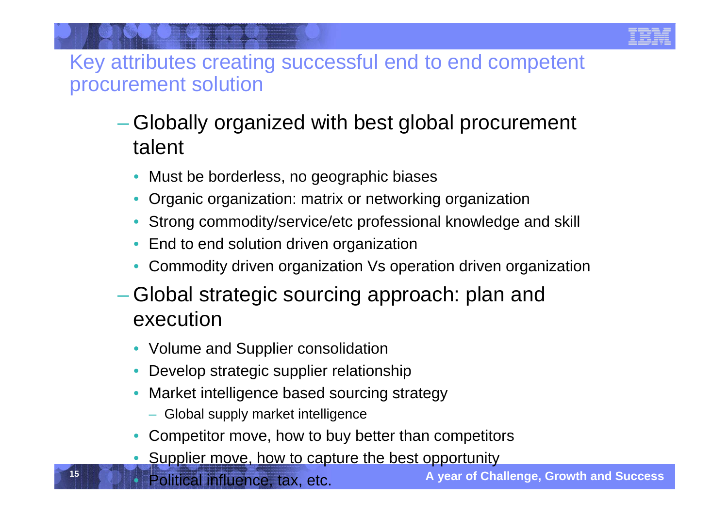# Key attributes creating successful end to end competent procurement solution

- Globally organized with best global procurement talent
  - Must be borderless, no geographic biases
  - Organic organization: matrix or networking organization
  - Strong commodity/service/etc professional knowledge and skill
  - End to end solution driven organization
  - Commodity driven organization Vs operation driven organization
- Global strategic sourcing approach: plan and execution
  - Volume and Supplier consolidation
  - Develop strategic supplier relationship
  - Market intelligence based sourcing strategy
    - Global supply market intelligence
  - Competitor move, how to buy better than competitors
  - Supplier move, how to capture the best opportunity
  - Political influence, tax, etc.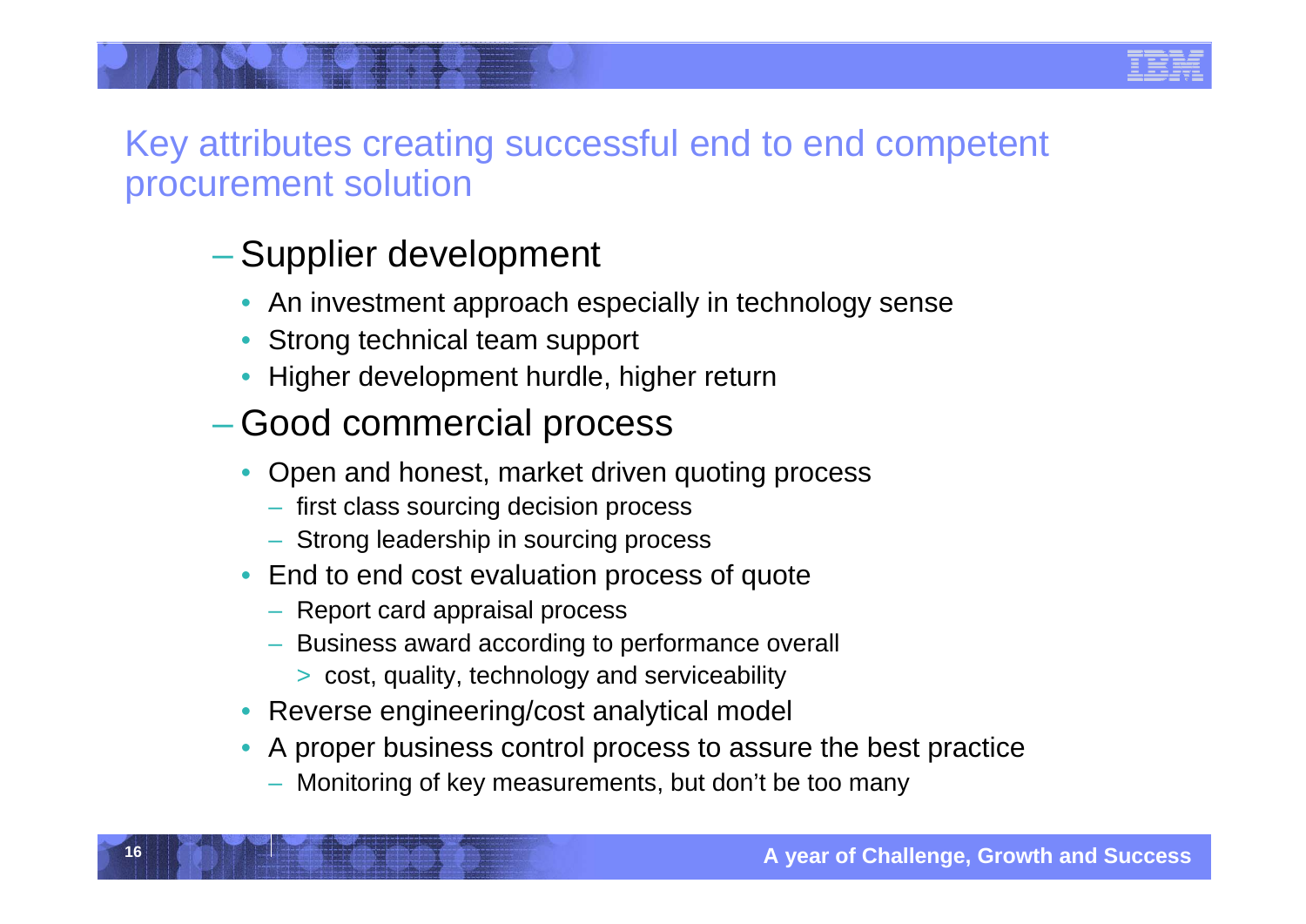# Key attributes creating successful end to end competent procurement solution

## – Supplier development

- An investment approach especially in technology sense
- Strong technical team support
- Higher development hurdle, higher return

## – Good commercial process

- Open and honest, market driven quoting process
  - first class sourcing decision process
  - Strong leadership in sourcing process
- End to end cost evaluation process of quote
  - Report card appraisal process
  - Business award according to performance overall
    - > cost, quality, technology and serviceability
- Reverse engineering/cost analytical model
- A proper business control process to assure the best practice
  - Monitoring of key measurements, but don't be too many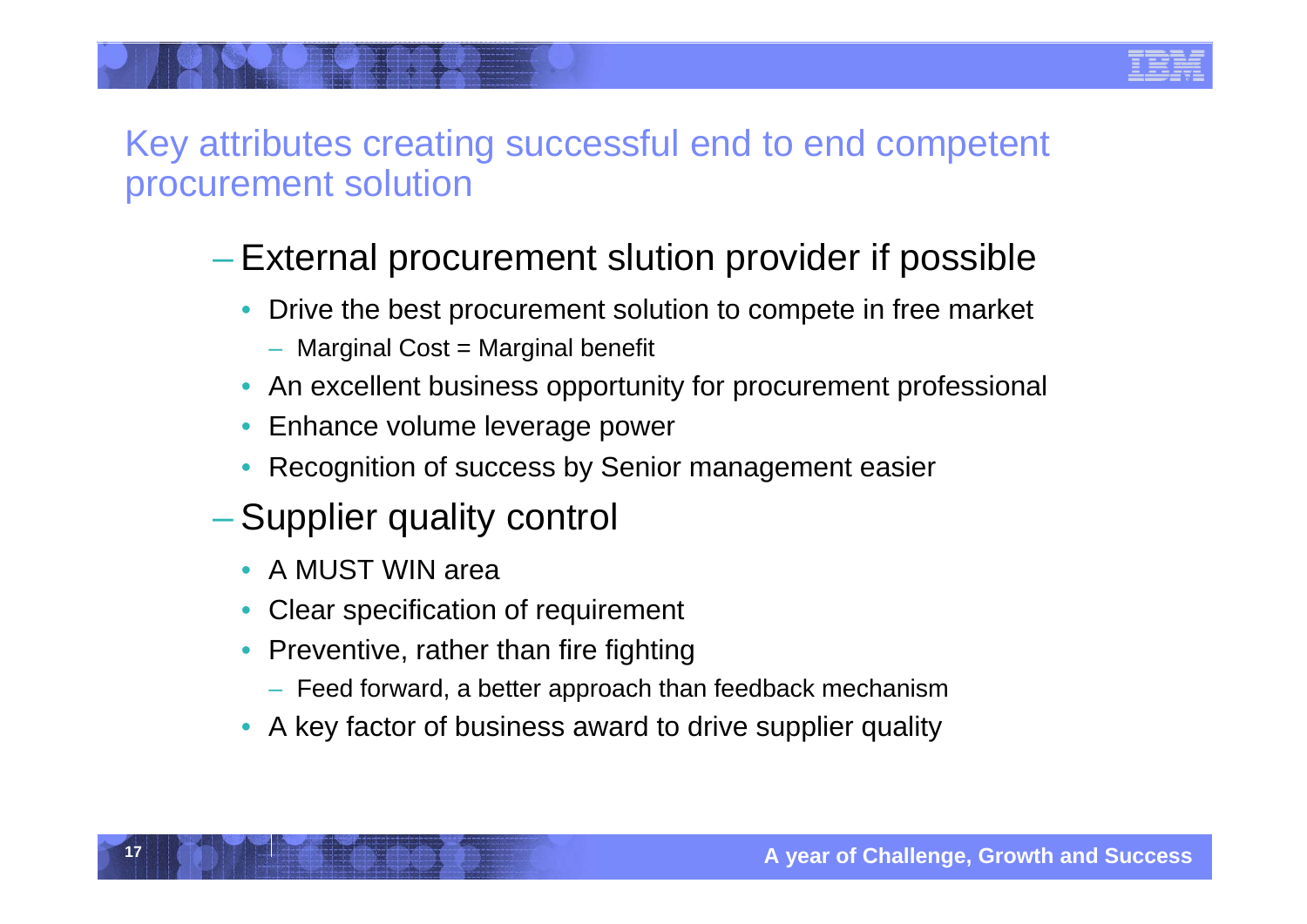# Key attributes creating successful end to end competent procurement solution

- External procurement slution provider if possible
  - Drive the best procurement solution to compete in free market
    - Marginal Cost = Marginal benefit
  - An excellent business opportunity for procurement professional
  - Enhance volume leverage power
  - Recognition of success by Senior management easier
- Supplier quality control
  - A MUST WIN area
  - Clear specification of requirement
  - Preventive, rather than fire fighting
    - Feed forward, a better approach than feedback mechanism
  - A key factor of business award to drive supplier quality